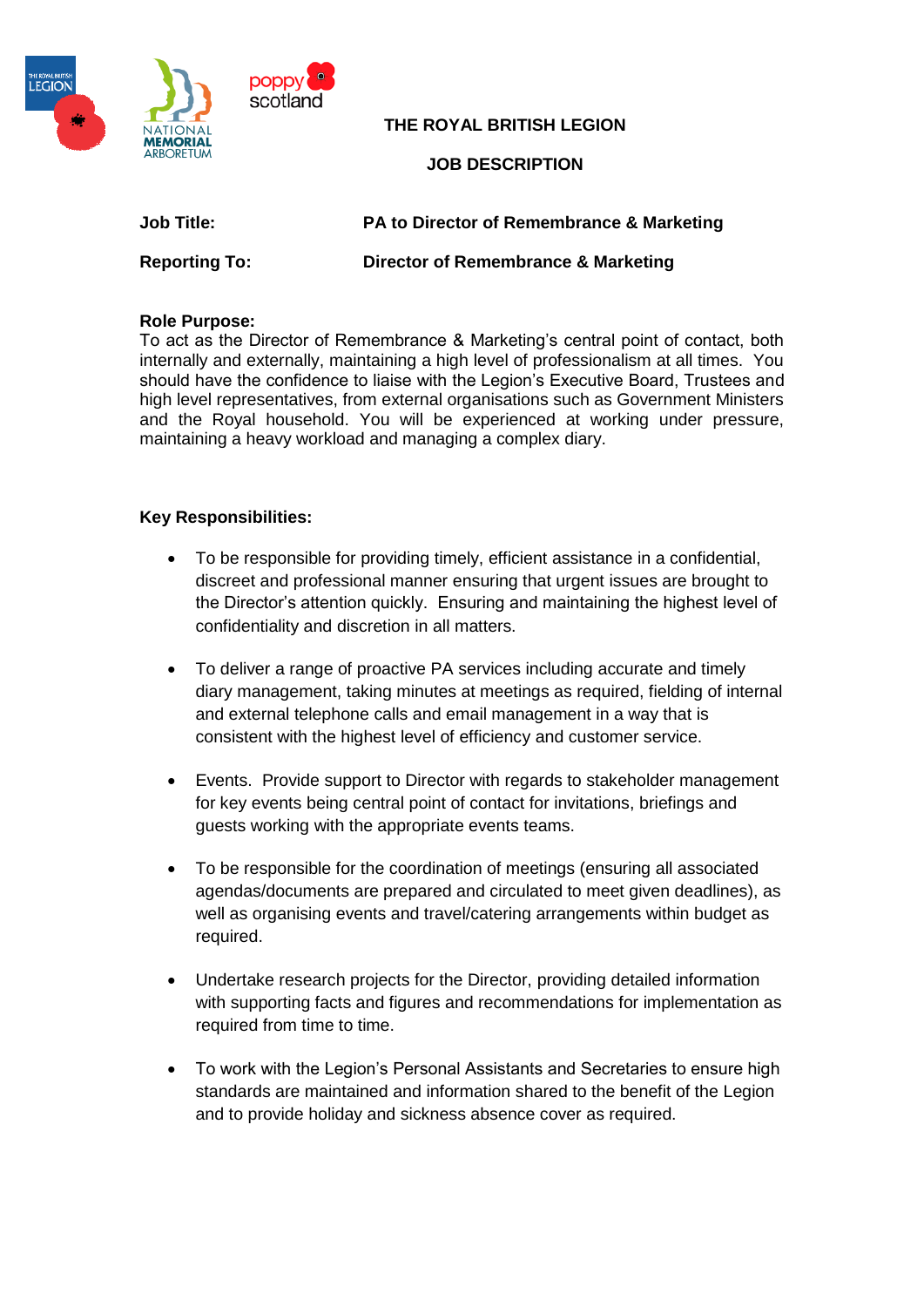# THE ROYAL BRITISH LEGION

## JOB DESCRIPTION

**Job Title:** **PA to Director of Remembrance & Marketing**

**Reporting To:** **Director of Remembrance & Marketing**

**Role Purpose:**
To act as the Director of Remembrance & Marketing's central point of contact, both internally and externally, maintaining a high level of professionalism at all times. You should have the confidence to liaise with the Legion's Executive Board, Trustees and high level representatives, from external organisations such as Government Ministers and the Royal household. You will be experienced at working under pressure, maintaining a heavy workload and managing a complex diary.

**Key Responsibilities:**

- To be responsible for providing timely, efficient assistance in a confidential, discreet and professional manner ensuring that urgent issues are brought to the Director's attention quickly. Ensuring and maintaining the highest level of confidentiality and discretion in all matters.

- To deliver a range of proactive PA services including accurate and timely diary management, taking minutes at meetings as required, fielding of internal and external telephone calls and email management in a way that is consistent with the highest level of efficiency and customer service.

- Events. Provide support to Director with regards to stakeholder management for key events being central point of contact for invitations, briefings and guests working with the appropriate events teams.

- To be responsible for the coordination of meetings (ensuring all associated agendas/documents are prepared and circulated to meet given deadlines), as well as organising events and travel/catering arrangements within budget as required.

- Undertake research projects for the Director, providing detailed information with supporting facts and figures and recommendations for implementation as required from time to time.

- To work with the Legion's Personal Assistants and Secretaries to ensure high standards are maintained and information shared to the benefit of the Legion and to provide holiday and sickness absence cover as required.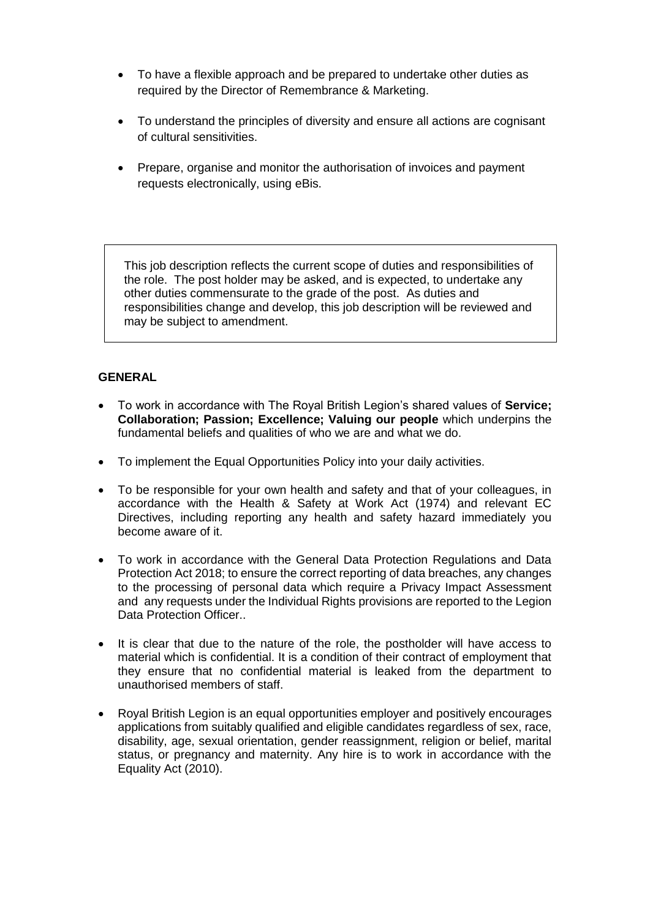- To have a flexible approach and be prepared to undertake other duties as required by the Director of Remembrance & Marketing.
- To understand the principles of diversity and ensure all actions are cognisant of cultural sensitivities.
- Prepare, organise and monitor the authorisation of invoices and payment requests electronically, using eBis.

> This job description reflects the current scope of duties and responsibilities of the role. The post holder may be asked, and is expected, to undertake any other duties commensurate to the grade of the post. As duties and responsibilities change and develop, this job description will be reviewed and may be subject to amendment.

**GENERAL**

- To work in accordance with The Royal British Legion's shared values of **Service; Collaboration; Passion; Excellence; Valuing our people** which underpins the fundamental beliefs and qualities of who we are and what we do.
- To implement the Equal Opportunities Policy into your daily activities.
- To be responsible for your own health and safety and that of your colleagues, in accordance with the Health & Safety at Work Act (1974) and relevant EC Directives, including reporting any health and safety hazard immediately you become aware of it.
- To work in accordance with the General Data Protection Regulations and Data Protection Act 2018; to ensure the correct reporting of data breaches, any changes to the processing of personal data which require a Privacy Impact Assessment and any requests under the Individual Rights provisions are reported to the Legion Data Protection Officer..
- It is clear that due to the nature of the role, the postholder will have access to material which is confidential. It is a condition of their contract of employment that they ensure that no confidential material is leaked from the department to unauthorised members of staff.
- Royal British Legion is an equal opportunities employer and positively encourages applications from suitably qualified and eligible candidates regardless of sex, race, disability, age, sexual orientation, gender reassignment, religion or belief, marital status, or pregnancy and maternity. Any hire is to work in accordance with the Equality Act (2010).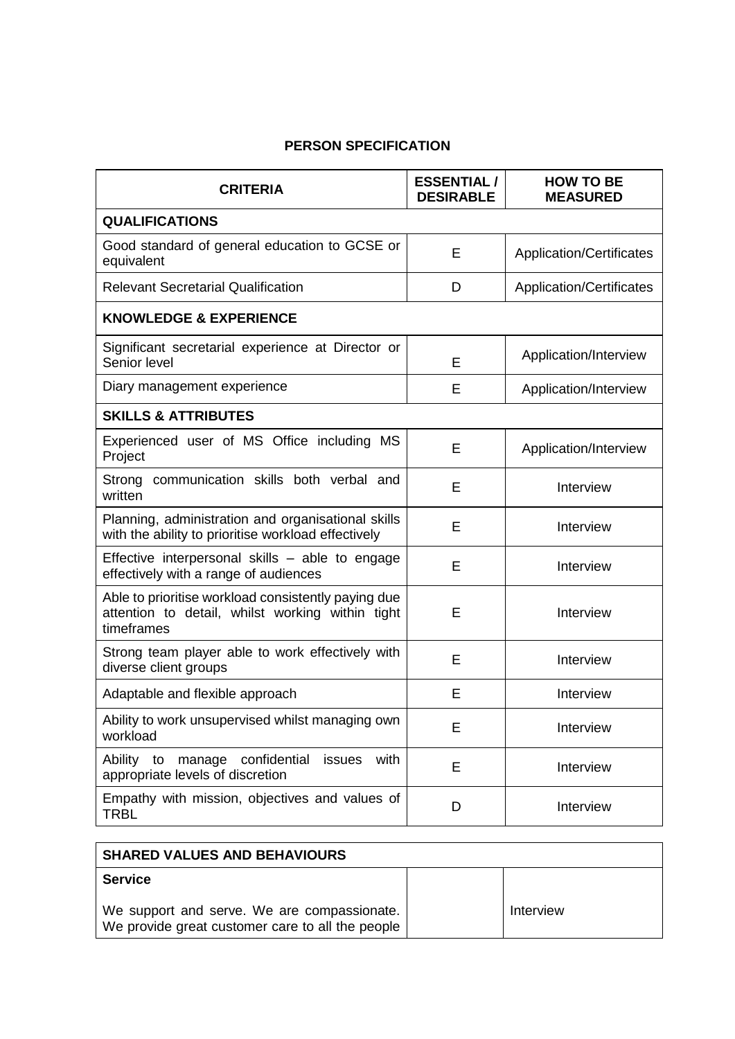## PERSON SPECIFICATION

| CRITERIA | ESSENTIAL / DESIRABLE | HOW TO BE MEASURED |
|---|---|---|
| **QUALIFICATIONS** | | |
| Good standard of general education to GCSE or equivalent | E | Application/Certificates |
| Relevant Secretarial Qualification | D | Application/Certificates |
| **KNOWLEDGE & EXPERIENCE** | | |
| Significant secretarial experience at Director or Senior level | E | Application/Interview |
| Diary management experience | E | Application/Interview |
| **SKILLS & ATTRIBUTES** | | |
| Experienced user of MS Office including MS Project | E | Application/Interview |
| Strong communication skills both verbal and written | E | Interview |
| Planning, administration and organisational skills with the ability to prioritise workload effectively | E | Interview |
| Effective interpersonal skills – able to engage effectively with a range of audiences | E | Interview |
| Able to prioritise workload consistently paying due attention to detail, whilst working within tight timeframes | E | Interview |
| Strong team player able to work effectively with diverse client groups | E | Interview |
| Adaptable and flexible approach | E | Interview |
| Ability to work unsupervised whilst managing own workload | E | Interview |
| Ability to manage confidential issues with appropriate levels of discretion | E | Interview |
| Empathy with mission, objectives and values of TRBL | D | Interview |

| SHARED VALUES AND BEHAVIOURS | | |
|---|---|---|
| **Service**<br><br>We support and serve. We are compassionate. We provide great customer care to all the people | | Interview |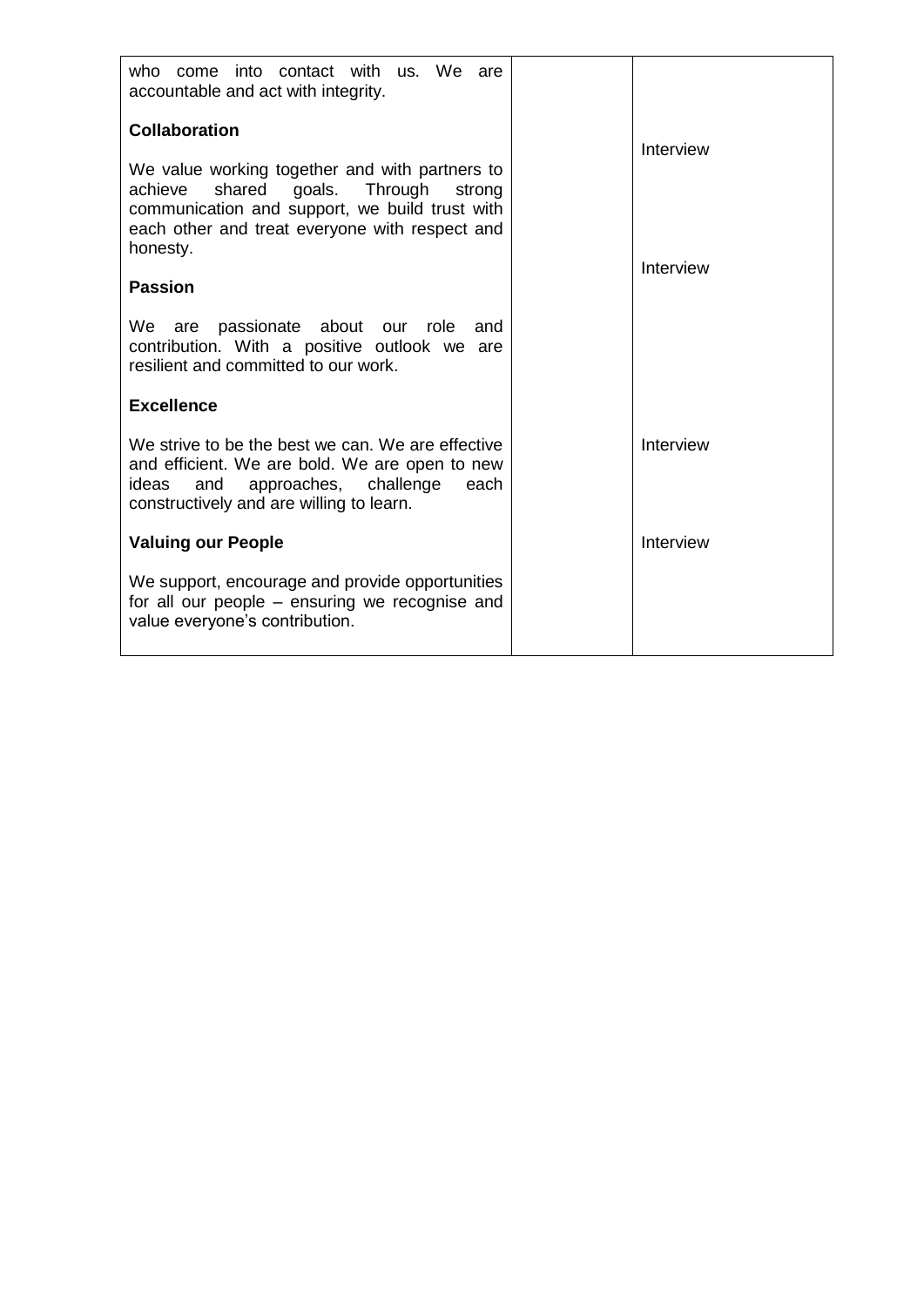| | | |
|---|---|---|
| who come into contact with us. We are accountable and act with integrity. | | |
| **Collaboration**<br><br>We value working together and with partners to achieve shared goals. Through strong communication and support, we build trust with each other and treat everyone with respect and honesty. | | Interview |
| **Passion**<br><br>We are passionate about our role and contribution. With a positive outlook we are resilient and committed to our work. | | Interview |
| **Excellence**<br><br>We strive to be the best we can. We are effective and efficient. We are bold. We are open to new ideas and approaches, challenge each constructively and are willing to learn. | | Interview |
| **Valuing our People**<br><br>We support, encourage and provide opportunities for all our people – ensuring we recognise and value everyone's contribution. | | Interview |